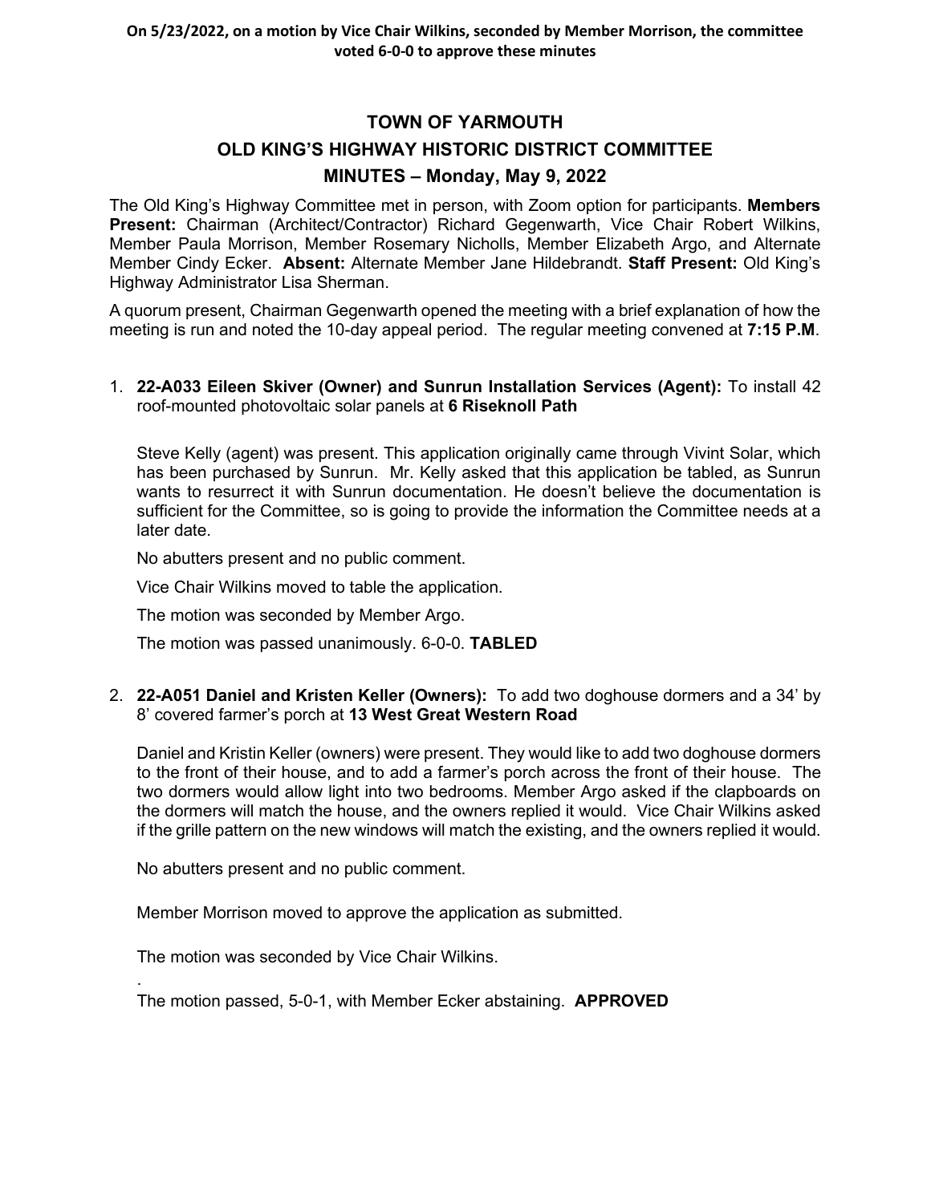**On 5/23/2022, on a motion by Vice Chair Wilkins, seconded by Member Morrison, the committee voted 6-0-0 to approve these minutes**

# TOWN OF YARMOUTH
# OLD KING'S HIGHWAY HISTORIC DISTRICT COMMITTEE
# MINUTES – Monday, May 9, 2022

The Old King's Highway Committee met in person, with Zoom option for participants. **Members Present:** Chairman (Architect/Contractor) Richard Gegenwarth, Vice Chair Robert Wilkins, Member Paula Morrison, Member Rosemary Nicholls, Member Elizabeth Argo, and Alternate Member Cindy Ecker. **Absent:** Alternate Member Jane Hildebrandt. **Staff Present:** Old King's Highway Administrator Lisa Sherman.

A quorum present, Chairman Gegenwarth opened the meeting with a brief explanation of how the meeting is run and noted the 10-day appeal period. The regular meeting convened at **7:15 P.M**.

1. **22-A033 Eileen Skiver (Owner) and Sunrun Installation Services (Agent):** To install 42 roof-mounted photovoltaic solar panels at **6 Riseknoll Path**

   Steve Kelly (agent) was present. This application originally came through Vivint Solar, which has been purchased by Sunrun. Mr. Kelly asked that this application be tabled, as Sunrun wants to resurrect it with Sunrun documentation. He doesn't believe the documentation is sufficient for the Committee, so is going to provide the information the Committee needs at a later date.

   No abutters present and no public comment.

   Vice Chair Wilkins moved to table the application.

   The motion was seconded by Member Argo.

   The motion was passed unanimously. 6-0-0. **TABLED**

2. **22-A051 Daniel and Kristen Keller (Owners):** To add two doghouse dormers and a 34' by 8' covered farmer's porch at **13 West Great Western Road**

   Daniel and Kristin Keller (owners) were present. They would like to add two doghouse dormers to the front of their house, and to add a farmer's porch across the front of their house. The two dormers would allow light into two bedrooms. Member Argo asked if the clapboards on the dormers will match the house, and the owners replied it would. Vice Chair Wilkins asked if the grille pattern on the new windows will match the existing, and the owners replied it would.

   No abutters present and no public comment.

   Member Morrison moved to approve the application as submitted.

   The motion was seconded by Vice Chair Wilkins.

   The motion passed, 5-0-1, with Member Ecker abstaining. **APPROVED**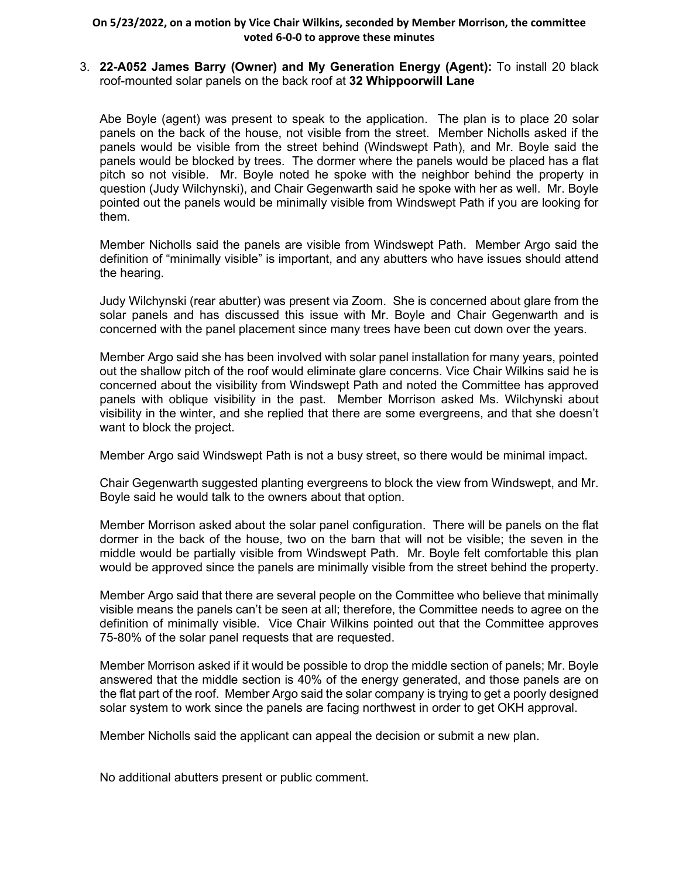**On 5/23/2022, on a motion by Vice Chair Wilkins, seconded by Member Morrison, the committee voted 6-0-0 to approve these minutes**

3. **22-A052 James Barry (Owner) and My Generation Energy (Agent):** To install 20 black roof-mounted solar panels on the back roof at **32 Whippoorwill Lane**

Abe Boyle (agent) was present to speak to the application. The plan is to place 20 solar panels on the back of the house, not visible from the street. Member Nicholls asked if the panels would be visible from the street behind (Windswept Path), and Mr. Boyle said the panels would be blocked by trees. The dormer where the panels would be placed has a flat pitch so not visible. Mr. Boyle noted he spoke with the neighbor behind the property in question (Judy Wilchynski), and Chair Gegenwarth said he spoke with her as well. Mr. Boyle pointed out the panels would be minimally visible from Windswept Path if you are looking for them.

Member Nicholls said the panels are visible from Windswept Path. Member Argo said the definition of "minimally visible" is important, and any abutters who have issues should attend the hearing.

Judy Wilchynski (rear abutter) was present via Zoom. She is concerned about glare from the solar panels and has discussed this issue with Mr. Boyle and Chair Gegenwarth and is concerned with the panel placement since many trees have been cut down over the years.

Member Argo said she has been involved with solar panel installation for many years, pointed out the shallow pitch of the roof would eliminate glare concerns. Vice Chair Wilkins said he is concerned about the visibility from Windswept Path and noted the Committee has approved panels with oblique visibility in the past. Member Morrison asked Ms. Wilchynski about visibility in the winter, and she replied that there are some evergreens, and that she doesn't want to block the project.

Member Argo said Windswept Path is not a busy street, so there would be minimal impact.

Chair Gegenwarth suggested planting evergreens to block the view from Windswept, and Mr. Boyle said he would talk to the owners about that option.

Member Morrison asked about the solar panel configuration. There will be panels on the flat dormer in the back of the house, two on the barn that will not be visible; the seven in the middle would be partially visible from Windswept Path. Mr. Boyle felt comfortable this plan would be approved since the panels are minimally visible from the street behind the property.

Member Argo said that there are several people on the Committee who believe that minimally visible means the panels can't be seen at all; therefore, the Committee needs to agree on the definition of minimally visible. Vice Chair Wilkins pointed out that the Committee approves 75-80% of the solar panel requests that are requested.

Member Morrison asked if it would be possible to drop the middle section of panels; Mr. Boyle answered that the middle section is 40% of the energy generated, and those panels are on the flat part of the roof. Member Argo said the solar company is trying to get a poorly designed solar system to work since the panels are facing northwest in order to get OKH approval.

Member Nicholls said the applicant can appeal the decision or submit a new plan.

No additional abutters present or public comment.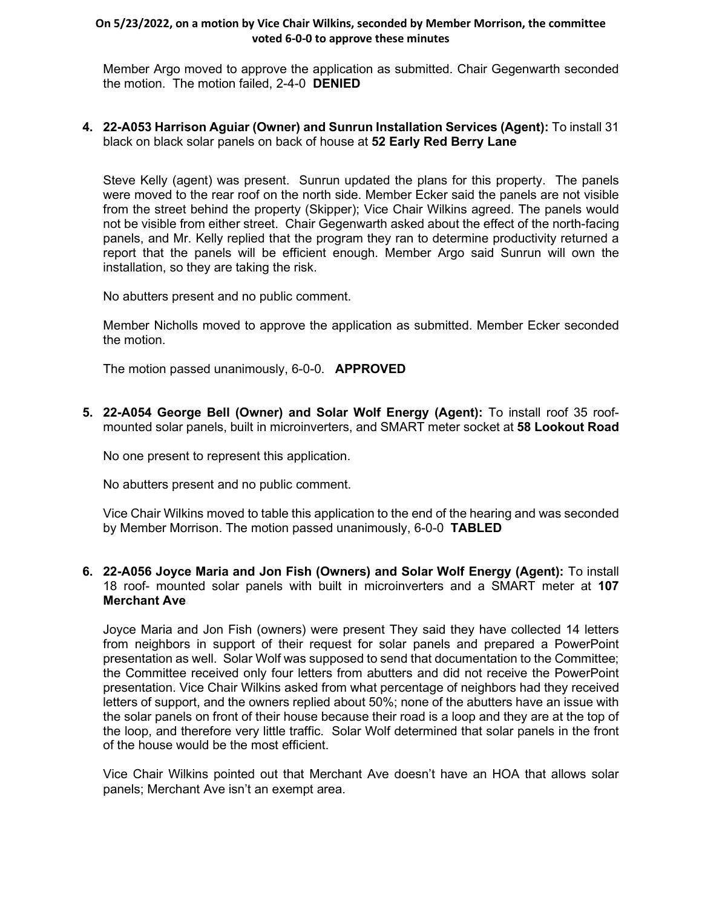**On 5/23/2022, on a motion by Vice Chair Wilkins, seconded by Member Morrison, the committee voted 6-0-0 to approve these minutes**

Member Argo moved to approve the application as submitted. Chair Gegenwarth seconded the motion. The motion failed, 2-4-0 **DENIED**

4. **22-A053 Harrison Aguiar (Owner) and Sunrun Installation Services (Agent):** To install 31 black on black solar panels on back of house at **52 Early Red Berry Lane**

   Steve Kelly (agent) was present. Sunrun updated the plans for this property. The panels were moved to the rear roof on the north side. Member Ecker said the panels are not visible from the street behind the property (Skipper); Vice Chair Wilkins agreed. The panels would not be visible from either street. Chair Gegenwarth asked about the effect of the north-facing panels, and Mr. Kelly replied that the program they ran to determine productivity returned a report that the panels will be efficient enough. Member Argo said Sunrun will own the installation, so they are taking the risk.

   No abutters present and no public comment.

   Member Nicholls moved to approve the application as submitted. Member Ecker seconded the motion.

   The motion passed unanimously, 6-0-0. **APPROVED**

5. **22-A054 George Bell (Owner) and Solar Wolf Energy (Agent):** To install roof 35 roof-mounted solar panels, built in microinverters, and SMART meter socket at **58 Lookout Road**

   No one present to represent this application.

   No abutters present and no public comment.

   Vice Chair Wilkins moved to table this application to the end of the hearing and was seconded by Member Morrison. The motion passed unanimously, 6-0-0 **TABLED**

6. **22-A056 Joyce Maria and Jon Fish (Owners) and Solar Wolf Energy (Agent):** To install 18 roof- mounted solar panels with built in microinverters and a SMART meter at **107 Merchant Ave**

   Joyce Maria and Jon Fish (owners) were present They said they have collected 14 letters from neighbors in support of their request for solar panels and prepared a PowerPoint presentation as well. Solar Wolf was supposed to send that documentation to the Committee; the Committee received only four letters from abutters and did not receive the PowerPoint presentation. Vice Chair Wilkins asked from what percentage of neighbors had they received letters of support, and the owners replied about 50%; none of the abutters have an issue with the solar panels on front of their house because their road is a loop and they are at the top of the loop, and therefore very little traffic. Solar Wolf determined that solar panels in the front of the house would be the most efficient.

   Vice Chair Wilkins pointed out that Merchant Ave doesn't have an HOA that allows solar panels; Merchant Ave isn't an exempt area.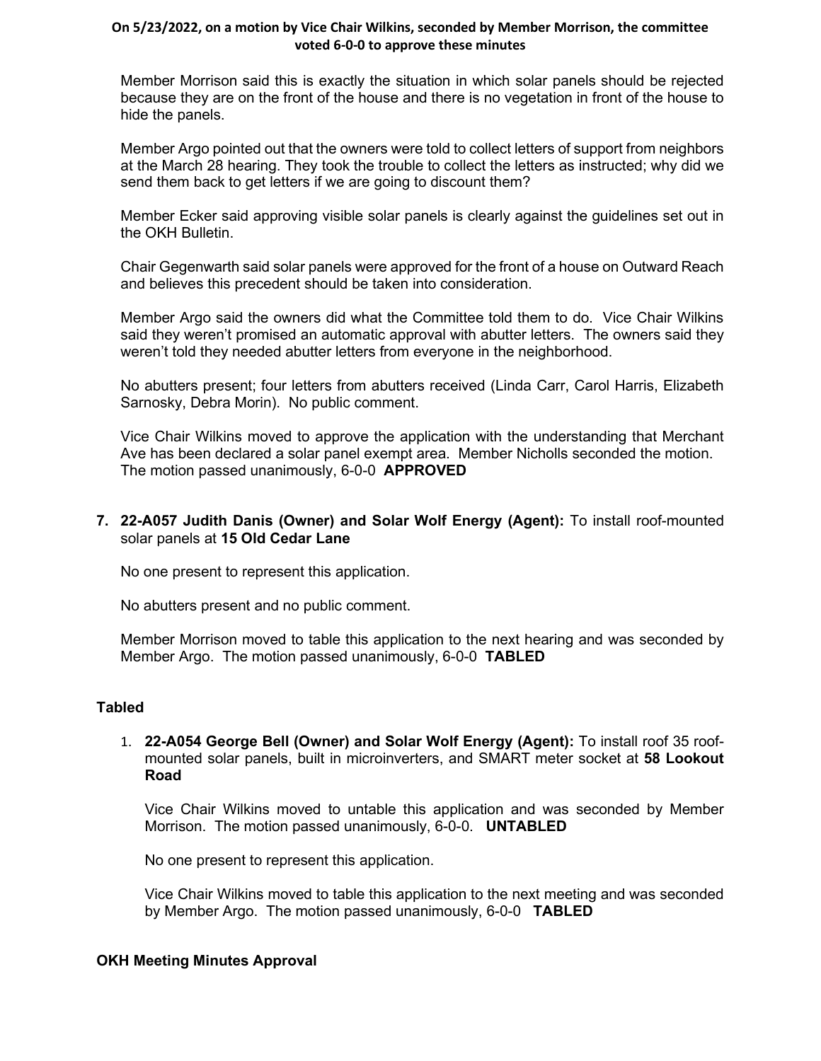**On 5/23/2022, on a motion by Vice Chair Wilkins, seconded by Member Morrison, the committee voted 6-0-0 to approve these minutes**

Member Morrison said this is exactly the situation in which solar panels should be rejected because they are on the front of the house and there is no vegetation in front of the house to hide the panels.

Member Argo pointed out that the owners were told to collect letters of support from neighbors at the March 28 hearing. They took the trouble to collect the letters as instructed; why did we send them back to get letters if we are going to discount them?

Member Ecker said approving visible solar panels is clearly against the guidelines set out in the OKH Bulletin.

Chair Gegenwarth said solar panels were approved for the front of a house on Outward Reach and believes this precedent should be taken into consideration.

Member Argo said the owners did what the Committee told them to do. Vice Chair Wilkins said they weren't promised an automatic approval with abutter letters. The owners said they weren't told they needed abutter letters from everyone in the neighborhood.

No abutters present; four letters from abutters received (Linda Carr, Carol Harris, Elizabeth Sarnosky, Debra Morin). No public comment.

Vice Chair Wilkins moved to approve the application with the understanding that Merchant Ave has been declared a solar panel exempt area. Member Nicholls seconded the motion. The motion passed unanimously, 6-0-0 **APPROVED**

7. **22-A057 Judith Danis (Owner) and Solar Wolf Energy (Agent):** To install roof-mounted solar panels at **15 Old Cedar Lane**

   No one present to represent this application.

   No abutters present and no public comment.

   Member Morrison moved to table this application to the next hearing and was seconded by Member Argo. The motion passed unanimously, 6-0-0 **TABLED**

**Tabled**

1. **22-A054 George Bell (Owner) and Solar Wolf Energy (Agent):** To install roof 35 roof-mounted solar panels, built in microinverters, and SMART meter socket at **58 Lookout Road**

   Vice Chair Wilkins moved to untable this application and was seconded by Member Morrison. The motion passed unanimously, 6-0-0. **UNTABLED**

   No one present to represent this application.

   Vice Chair Wilkins moved to table this application to the next meeting and was seconded by Member Argo. The motion passed unanimously, 6-0-0 **TABLED**

**OKH Meeting Minutes Approval**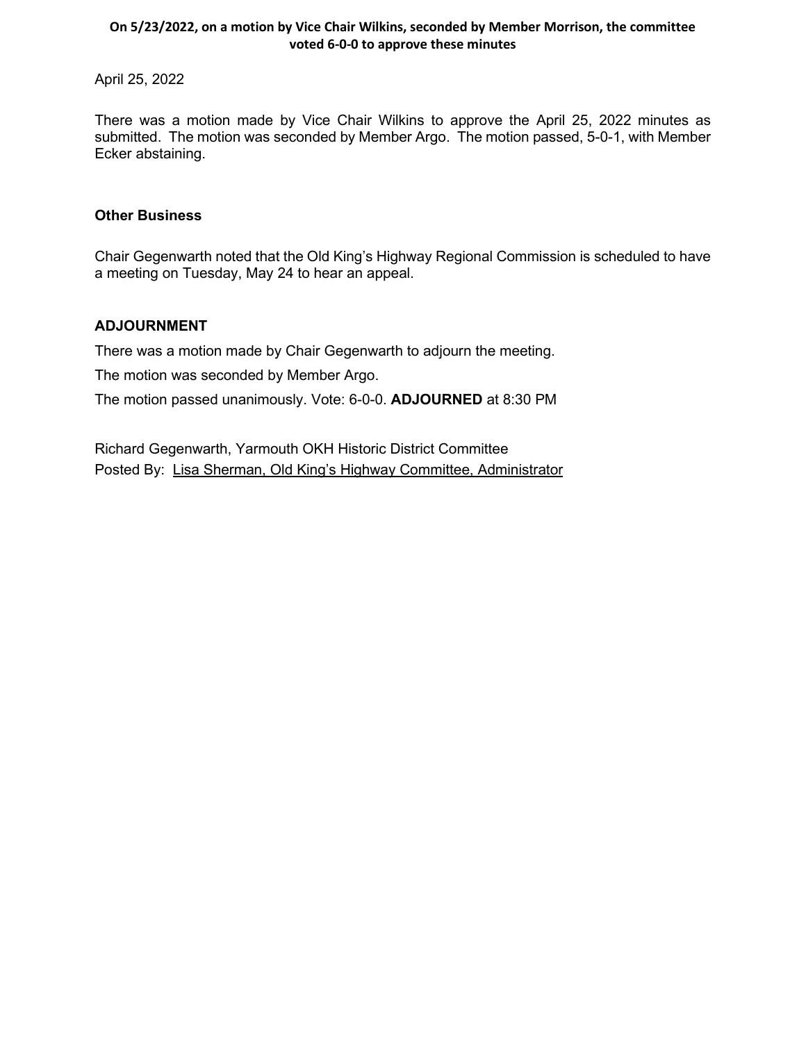**On 5/23/2022, on a motion by Vice Chair Wilkins, seconded by Member Morrison, the committee voted 6-0-0 to approve these minutes**

April 25, 2022

There was a motion made by Vice Chair Wilkins to approve the April 25, 2022 minutes as submitted. The motion was seconded by Member Argo. The motion passed, 5-0-1, with Member Ecker abstaining.

**Other Business**

Chair Gegenwarth noted that the Old King's Highway Regional Commission is scheduled to have a meeting on Tuesday, May 24 to hear an appeal.

**ADJOURNMENT**

There was a motion made by Chair Gegenwarth to adjourn the meeting.

The motion was seconded by Member Argo.

The motion passed unanimously. Vote: 6-0-0. **ADJOURNED** at 8:30 PM

Richard Gegenwarth, Yarmouth OKH Historic District Committee
Posted By: Lisa Sherman, Old King's Highway Committee, Administrator